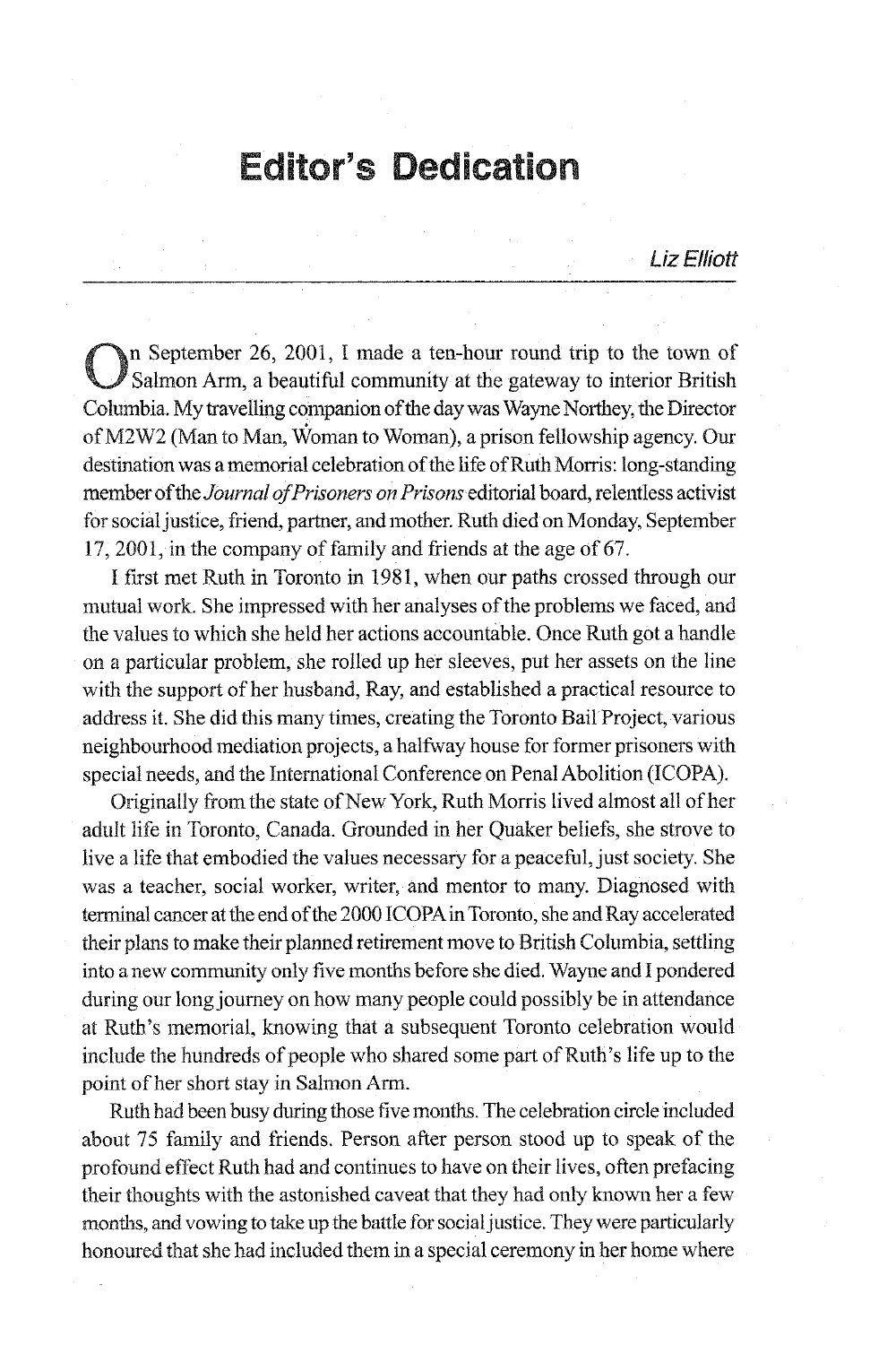# Editor's Dedication

*Liz Elliott*

On September 26, 2001, I made a ten-hour round trip to the town of Salmon Arm, a beautiful community at the gateway to interior British Columbia. My travelling companion of the day was Wayne Northey, the Director of M2W2 (Man to Man, Woman to Woman), a prison fellowship agency. Our destination was a memorial celebration of the life of Ruth Morris: long-standing member of the *Journal of Prisoners on Prisons* editorial board, relentless activist for social justice, friend, partner, and mother. Ruth died on Monday, September 17, 2001, in the company of family and friends at the age of 67.

I first met Ruth in Toronto in 1981, when our paths crossed through our mutual work. She impressed with her analyses of the problems we faced, and the values to which she held her actions accountable. Once Ruth got a handle on a particular problem, she rolled up her sleeves, put her assets on the line with the support of her husband, Ray, and established a practical resource to address it. She did this many times, creating the Toronto Bail Project, various neighbourhood mediation projects, a halfway house for former prisoners with special needs, and the International Conference on Penal Abolition (ICOPA).

Originally from the state of New York, Ruth Morris lived almost all of her adult life in Toronto, Canada. Grounded in her Quaker beliefs, she strove to live a life that embodied the values necessary for a peaceful, just society. She was a teacher, social worker, writer, and mentor to many. Diagnosed with terminal cancer at the end of the 2000 ICOPA in Toronto, she and Ray accelerated their plans to make their planned retirement move to British Columbia, settling into a new community only five months before she died. Wayne and I pondered during our long journey on how many people could possibly be in attendance at Ruth's memorial, knowing that a subsequent Toronto celebration would include the hundreds of people who shared some part of Ruth's life up to the point of her short stay in Salmon Arm.

Ruth had been busy during those five months. The celebration circle included about 75 family and friends. Person after person stood up to speak of the profound effect Ruth had and continues to have on their lives, often prefacing their thoughts with the astonished caveat that they had only known her a few months, and vowing to take up the battle for social justice. They were particularly honoured that she had included them in a special ceremony in her home where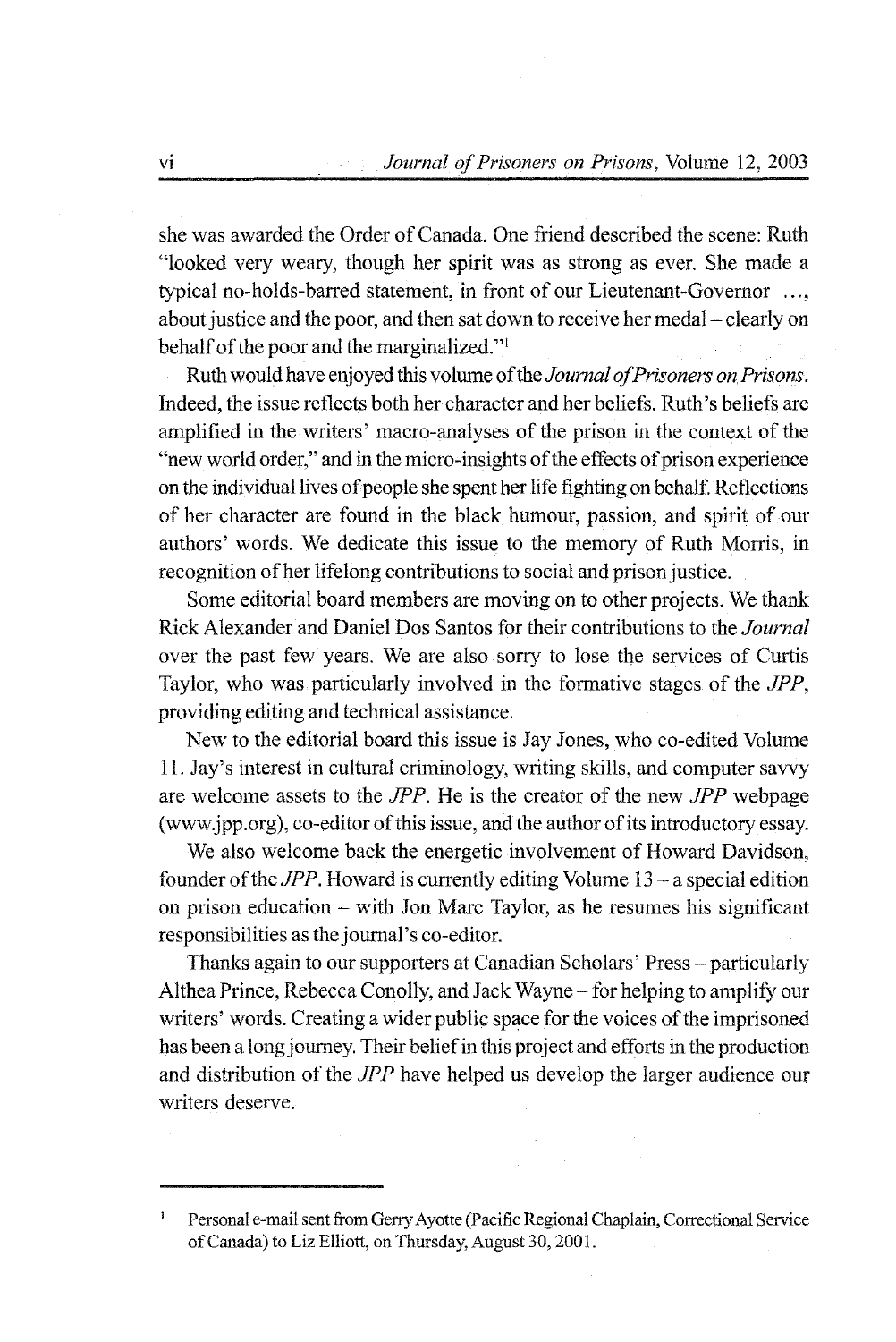she was awarded the Order of Canada. One friend described the scene: Ruth "looked very weary, though her spirit was as strong as ever. She made a typical no-holds-barred statement, in front of our Lieutenant-Governor ..., about justice and the poor, and then sat down to receive her medal – clearly on behalf of the poor and the marginalized."[1]

Ruth would have enjoyed this volume of the *Journal of Prisoners on Prisons*. Indeed, the issue reflects both her character and her beliefs. Ruth's beliefs are amplified in the writers' macro-analyses of the prison in the context of the "new world order," and in the micro-insights of the effects of prison experience on the individual lives of people she spent her life fighting on behalf. Reflections of her character are found in the black humour, passion, and spirit of our authors' words. We dedicate this issue to the memory of Ruth Morris, in recognition of her lifelong contributions to social and prison justice.

Some editorial board members are moving on to other projects. We thank Rick Alexander and Daniel Dos Santos for their contributions to the *Journal* over the past few years. We are also sorry to lose the services of Curtis Taylor, who was particularly involved in the formative stages of the *JPP*, providing editing and technical assistance.

New to the editorial board this issue is Jay Jones, who co-edited Volume 11. Jay's interest in cultural criminology, writing skills, and computer savvy are welcome assets to the *JPP*. He is the creator of the new *JPP* webpage (www.jpp.org), co-editor of this issue, and the author of its introductory essay.

We also welcome back the energetic involvement of Howard Davidson, founder of the *JPP*. Howard is currently editing Volume 13 – a special edition on prison education – with Jon Marc Taylor, as he resumes his significant responsibilities as the journal's co-editor.

Thanks again to our supporters at Canadian Scholars' Press – particularly Althea Prince, Rebecca Conolly, and Jack Wayne – for helping to amplify our writers' words. Creating a wider public space for the voices of the imprisoned has been a long journey. Their belief in this project and efforts in the production and distribution of the *JPP* have helped us develop the larger audience our writers deserve.

---

[1] Personal e-mail sent from Gerry Ayotte (Pacific Regional Chaplain, Correctional Service of Canada) to Liz Elliott, on Thursday, August 30, 2001.